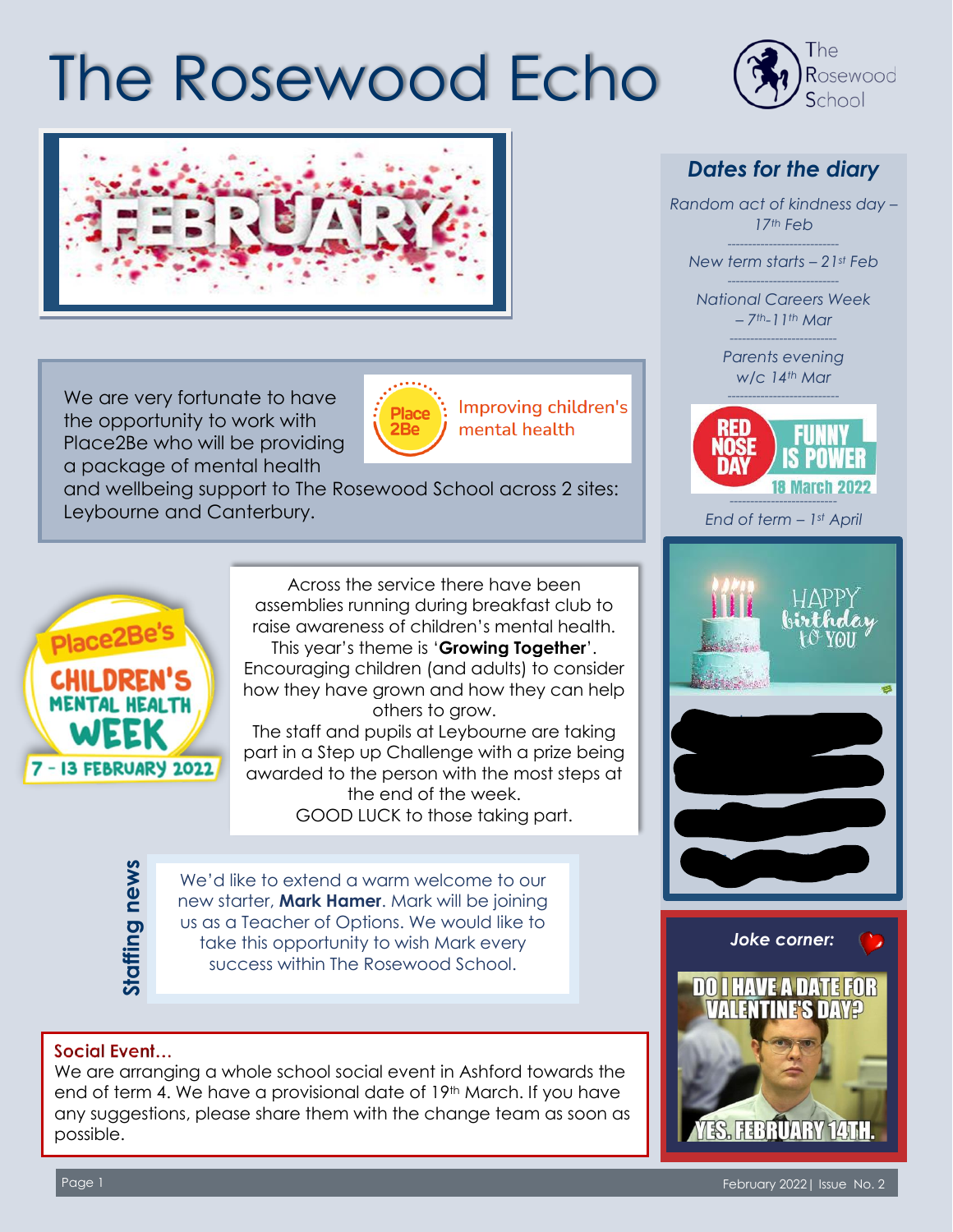# The Rosewood Echo

The Rosewood School

We are very fortunate to have the opportunity to work with Place2Be who will be providing a package of mental health and wellbeing support to The Rosewood School across 2 sites: Leybourne and Canterbury.

Across the service there have been assemblies running during breakfast club to raise awareness of children's mental health. This year's theme is '**Growing Together**'. Encouraging children (and adults) to consider how they have grown and how they can help others to grow.

The staff and pupils at Leybourne are taking part in a Step up Challenge with a prize being awarded to the person with the most steps at the end of the week.

GOOD LUCK to those taking part.

## Staffing news

We'd like to extend a warm welcome to our new starter, **Mark Hamer**. Mark will be joining us as a Teacher of Options. We would like to take this opportunity to wish Mark every success within The Rosewood School.

## Social Event...

We are arranging a whole school social event in Ashford towards the end of term 4. We have a provisional date of 19th March. If you have any suggestions, please share them with the change team as soon as possible.

## *Dates for the diary*

*Random act of kindness day – 17th Feb*

*New term starts – 21st Feb*

*National Careers Week – 7th-11th Mar*

*Parents evening w/c 14th Mar*

RED NOSE DAY FUNNY IS POWER 18 March 2022

*End of term – 1st April*

HAPPY birthday to YOU

***Joke corner:***

DO I HAVE A DATE FOR VALENTINE'S DAY?

YES. FEBRUARY 14TH.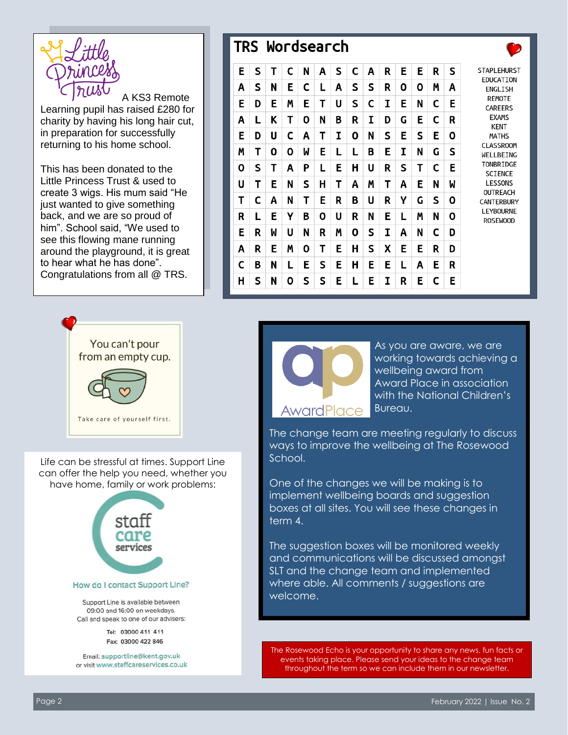Little Princess Trust

A KS3 Remote Learning pupil has raised £280 for charity by having his long hair cut, in preparation for successfully returning to his home school.

This has been donated to the Little Princess Trust & used to create 3 wigs. His mum said "He just wanted to give something back, and we are so proud of him". School said, "We used to see this flowing mane running around the playground, it is great to hear what he has done". Congratulations from all @ TRS.

## TRS Wordsearch

| | | | | | | | | | | | | | |
|---|---|---|---|---|---|---|---|---|---|---|---|---|---|
| E | S | T | C | N | A | S | C | A | R | E | E | R | S |
| A | S | N | E | C | L | A | S | S | R | O | O | M | A |
| E | D | E | M | E | T | U | S | C | I | E | N | C | E |
| A | L | K | T | O | N | B | R | I | D | G | E | C | R |
| E | D | U | C | A | T | I | O | N | S | E | S | E | O |
| M | T | O | O | W | E | L | L | B | E | I | N | G | S |
| O | S | T | A | P | L | E | H | U | R | S | T | C | E |
| U | T | E | N | S | H | T | A | M | T | A | E | N | W |
| T | C | A | N | T | E | R | B | U | R | Y | G | S | O |
| R | L | E | Y | B | O | U | R | N | E | L | M | N | O |
| E | R | W | U | N | R | M | O | S | I | A | N | C | D |
| A | R | E | M | O | T | E | H | S | X | E | E | R | D |
| C | B | N | L | E | S | E | H | E | E | L | A | E | R |
| H | S | N | O | S | S | E | L | E | I | R | E | C | E |

STAPLEHURST
EDUCATION
ENGLISH
REMOTE
CAREERS
EXAMS
KENT
MATHS
CLASSROOM
WELLBEING
TONBRIDGE
SCIENCE
LESSONS
OUTREACH
CANTERBURY
LEYBOURNE
ROSEWOOD

You can't pour from an empty cup.

Take care of yourself first.

AwardPlace

As you are aware, we are working towards achieving a wellbeing award from Award Place in association with the National Children's Bureau.

The change team are meeting regularly to discuss ways to improve the wellbeing at The Rosewood School.

One of the changes we will be making is to implement wellbeing boards and suggestion boxes at all sites. You will see these changes in term 4.

The suggestion boxes will be monitored weekly and communications will be discussed amongst SLT and the change team and implemented where able. All comments / suggestions are welcome.

Life can be stressful at times. Support Line can offer the help you need, whether you have home, family or work problems:

staff care services

**How do I contact Support Line?**

Support Line is available between 09:00 and 16:00 on weekdays. Call and speak to one of our advisers:

Tel: 03000 411 411
Fax: 03000 422 846

Email: supportline@kent.gov.uk
or visit www.staffcareservices.co.uk

The Rosewood Echo is your opportunity to share any news, fun facts or events taking place. Please send your ideas to the change team throughout the term so we can include them in our newsletter.